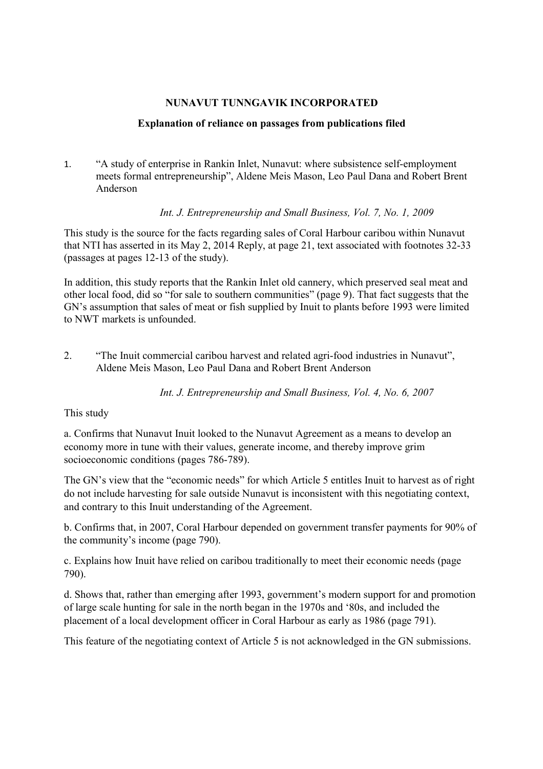**NUNAVUT TUNNGAVIK INCORPORATED**

**Explanation of reliance on passages from publications filed**

1. "A study of enterprise in Rankin Inlet, Nunavut: where subsistence self-employment meets formal entrepreneurship", Aldene Meis Mason, Leo Paul Dana and Robert Brent Anderson

   *Int. J. Entrepreneurship and Small Business, Vol. 7, No. 1, 2009*

This study is the source for the facts regarding sales of Coral Harbour caribou within Nunavut that NTI has asserted in its May 2, 2014 Reply, at page 21, text associated with footnotes 32-33 (passages at pages 12-13 of the study).

In addition, this study reports that the Rankin Inlet old cannery, which preserved seal meat and other local food, did so "for sale to southern communities" (page 9). That fact suggests that the GN's assumption that sales of meat or fish supplied by Inuit to plants before 1993 were limited to NWT markets is unfounded.

2. "The Inuit commercial caribou harvest and related agri-food industries in Nunavut", Aldene Meis Mason, Leo Paul Dana and Robert Brent Anderson

   *Int. J. Entrepreneurship and Small Business, Vol. 4, No. 6, 2007*

This study

a. Confirms that Nunavut Inuit looked to the Nunavut Agreement as a means to develop an economy more in tune with their values, generate income, and thereby improve grim socioeconomic conditions (pages 786-789).

The GN's view that the "economic needs" for which Article 5 entitles Inuit to harvest as of right do not include harvesting for sale outside Nunavut is inconsistent with this negotiating context, and contrary to this Inuit understanding of the Agreement.

b. Confirms that, in 2007, Coral Harbour depended on government transfer payments for 90% of the community's income (page 790).

c. Explains how Inuit have relied on caribou traditionally to meet their economic needs (page 790).

d. Shows that, rather than emerging after 1993, government's modern support for and promotion of large scale hunting for sale in the north began in the 1970s and '80s, and included the placement of a local development officer in Coral Harbour as early as 1986 (page 791).

This feature of the negotiating context of Article 5 is not acknowledged in the GN submissions.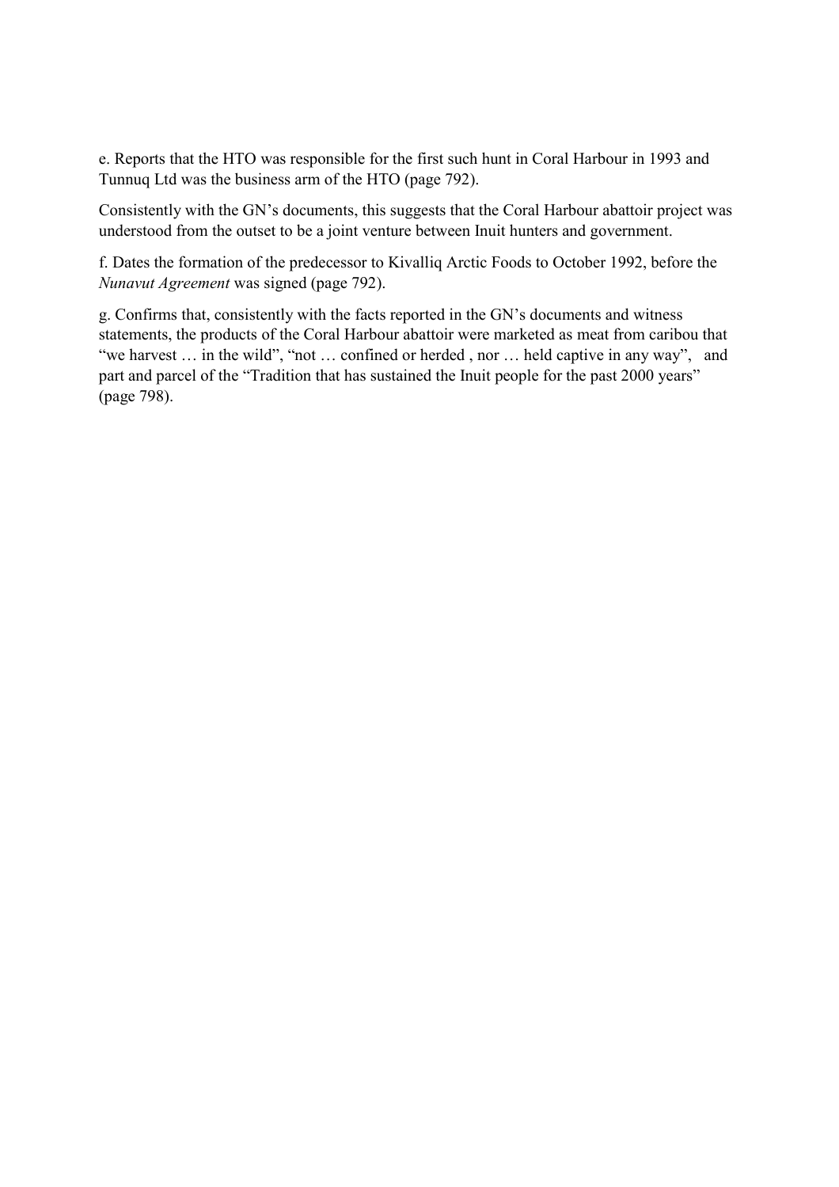e. Reports that the HTO was responsible for the first such hunt in Coral Harbour in 1993 and Tunnuq Ltd was the business arm of the HTO (page 792).

Consistently with the GN's documents, this suggests that the Coral Harbour abattoir project was understood from the outset to be a joint venture between Inuit hunters and government.

f. Dates the formation of the predecessor to Kivalliq Arctic Foods to October 1992, before the *Nunavut Agreement* was signed (page 792).

g. Confirms that, consistently with the facts reported in the GN's documents and witness statements, the products of the Coral Harbour abattoir were marketed as meat from caribou that "we harvest … in the wild", "not … confined or herded , nor … held captive in any way", and part and parcel of the "Tradition that has sustained the Inuit people for the past 2000 years" (page 798).